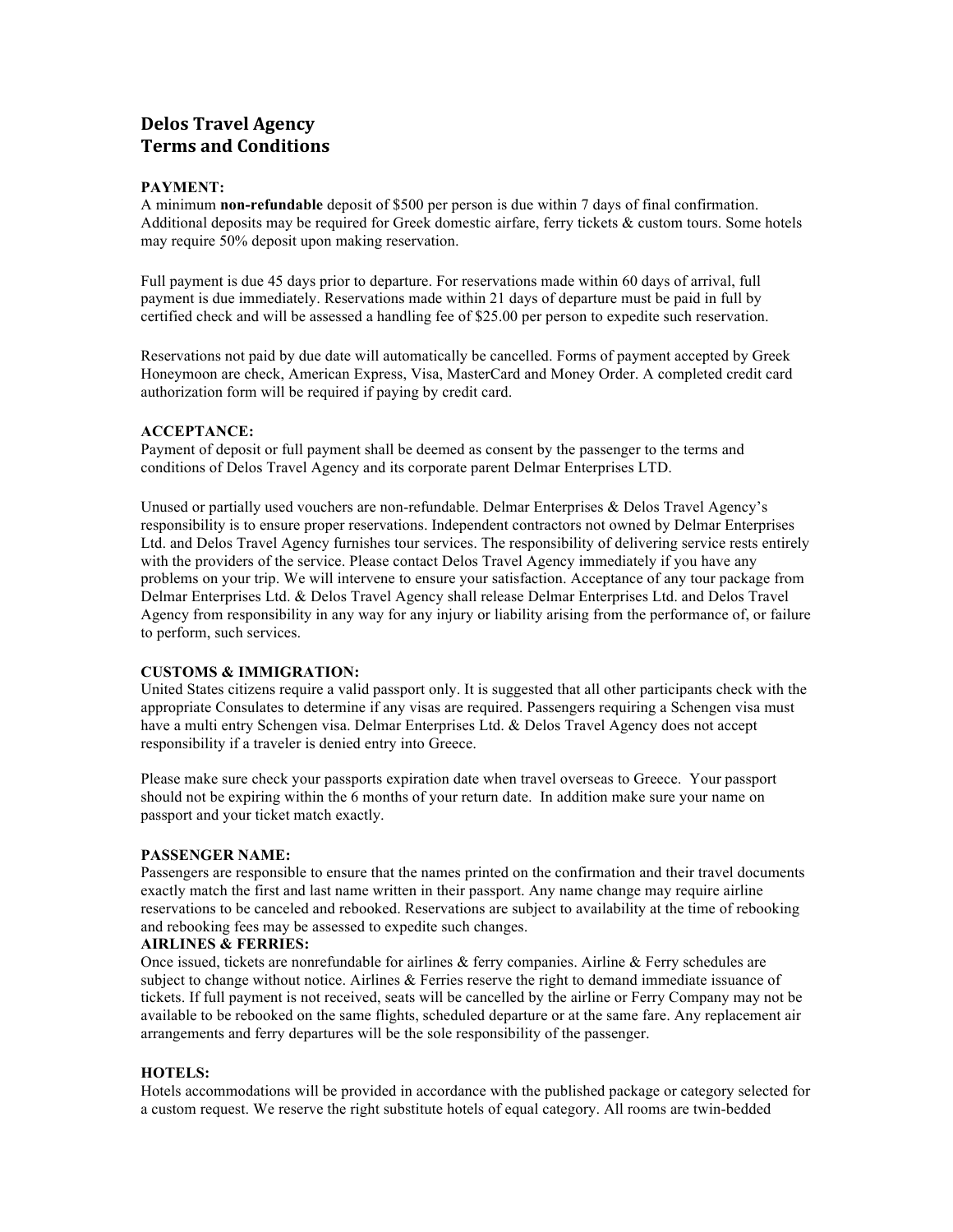# Delos Travel Agency
# Terms and Conditions

**PAYMENT:**
A minimum **non-refundable** deposit of $500 per person is due within 7 days of final confirmation. Additional deposits may be required for Greek domestic airfare, ferry tickets & custom tours. Some hotels may require 50% deposit upon making reservation.

Full payment is due 45 days prior to departure. For reservations made within 60 days of arrival, full payment is due immediately. Reservations made within 21 days of departure must be paid in full by certified check and will be assessed a handling fee of $25.00 per person to expedite such reservation.

Reservations not paid by due date will automatically be cancelled. Forms of payment accepted by Greek Honeymoon are check, American Express, Visa, MasterCard and Money Order. A completed credit card authorization form will be required if paying by credit card.

**ACCEPTANCE:**
Payment of deposit or full payment shall be deemed as consent by the passenger to the terms and conditions of Delos Travel Agency and its corporate parent Delmar Enterprises LTD.

Unused or partially used vouchers are non-refundable. Delmar Enterprises & Delos Travel Agency's responsibility is to ensure proper reservations. Independent contractors not owned by Delmar Enterprises Ltd. and Delos Travel Agency furnishes tour services. The responsibility of delivering service rests entirely with the providers of the service. Please contact Delos Travel Agency immediately if you have any problems on your trip. We will intervene to ensure your satisfaction. Acceptance of any tour package from Delmar Enterprises Ltd. & Delos Travel Agency shall release Delmar Enterprises Ltd. and Delos Travel Agency from responsibility in any way for any injury or liability arising from the performance of, or failure to perform, such services.

**CUSTOMS & IMMIGRATION:**
United States citizens require a valid passport only. It is suggested that all other participants check with the appropriate Consulates to determine if any visas are required. Passengers requiring a Schengen visa must have a multi entry Schengen visa. Delmar Enterprises Ltd. & Delos Travel Agency does not accept responsibility if a traveler is denied entry into Greece.

Please make sure check your passports expiration date when travel overseas to Greece. Your passport should not be expiring within the 6 months of your return date. In addition make sure your name on passport and your ticket match exactly.

**PASSENGER NAME:**
Passengers are responsible to ensure that the names printed on the confirmation and their travel documents exactly match the first and last name written in their passport. Any name change may require airline reservations to be canceled and rebooked. Reservations are subject to availability at the time of rebooking and rebooking fees may be assessed to expedite such changes.

**AIRLINES & FERRIES:**
Once issued, tickets are nonrefundable for airlines & ferry companies. Airline & Ferry schedules are subject to change without notice. Airlines & Ferries reserve the right to demand immediate issuance of tickets. If full payment is not received, seats will be cancelled by the airline or Ferry Company may not be available to be rebooked on the same flights, scheduled departure or at the same fare. Any replacement air arrangements and ferry departures will be the sole responsibility of the passenger.

**HOTELS:**
Hotels accommodations will be provided in accordance with the published package or category selected for a custom request. We reserve the right substitute hotels of equal category. All rooms are twin-bedded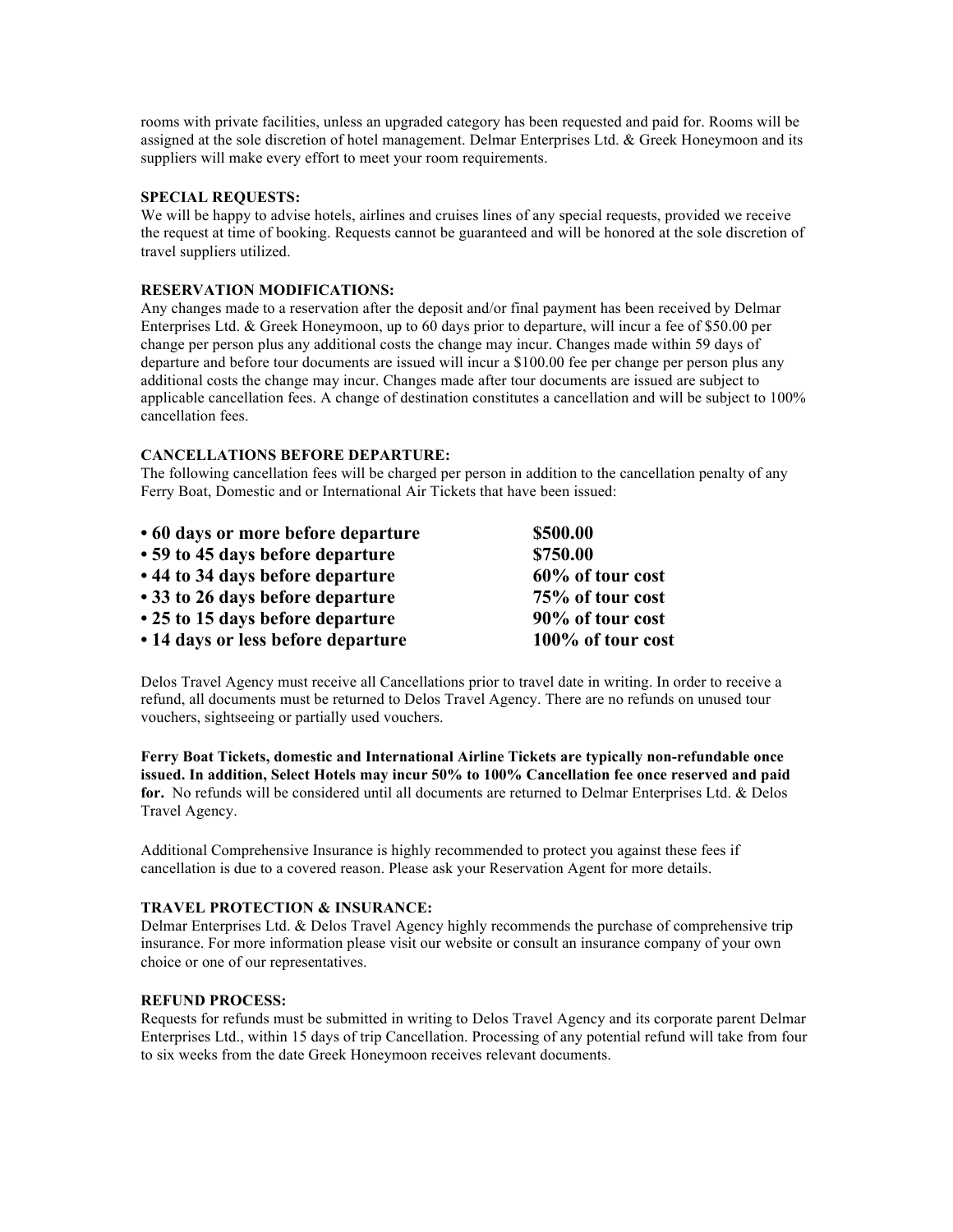rooms with private facilities, unless an upgraded category has been requested and paid for. Rooms will be assigned at the sole discretion of hotel management. Delmar Enterprises Ltd. & Greek Honeymoon and its suppliers will make every effort to meet your room requirements.

**SPECIAL REQUESTS:**
We will be happy to advise hotels, airlines and cruises lines of any special requests, provided we receive the request at time of booking. Requests cannot be guaranteed and will be honored at the sole discretion of travel suppliers utilized.

**RESERVATION MODIFICATIONS:**
Any changes made to a reservation after the deposit and/or final payment has been received by Delmar Enterprises Ltd. & Greek Honeymoon, up to 60 days prior to departure, will incur a fee of $50.00 per change per person plus any additional costs the change may incur. Changes made within 59 days of departure and before tour documents are issued will incur a $100.00 fee per change per person plus any additional costs the change may incur. Changes made after tour documents are issued are subject to applicable cancellation fees. A change of destination constitutes a cancellation and will be subject to 100% cancellation fees.

**CANCELLATIONS BEFORE DEPARTURE:**
The following cancellation fees will be charged per person in addition to the cancellation penalty of any Ferry Boat, Domestic and or International Air Tickets that have been issued:

- **60 days or more before departure — $500.00**
- **59 to 45 days before departure — $750.00**
- **44 to 34 days before departure — 60% of tour cost**
- **33 to 26 days before departure — 75% of tour cost**
- **25 to 15 days before departure — 90% of tour cost**
- **14 days or less before departure — 100% of tour cost**

Delos Travel Agency must receive all Cancellations prior to travel date in writing. In order to receive a refund, all documents must be returned to Delos Travel Agency. There are no refunds on unused tour vouchers, sightseeing or partially used vouchers.

**Ferry Boat Tickets, domestic and International Airline Tickets are typically non-refundable once issued. In addition, Select Hotels may incur 50% to 100% Cancellation fee once reserved and paid for.** No refunds will be considered until all documents are returned to Delmar Enterprises Ltd. & Delos Travel Agency.

Additional Comprehensive Insurance is highly recommended to protect you against these fees if cancellation is due to a covered reason. Please ask your Reservation Agent for more details.

**TRAVEL PROTECTION & INSURANCE:**
Delmar Enterprises Ltd. & Delos Travel Agency highly recommends the purchase of comprehensive trip insurance. For more information please visit our website or consult an insurance company of your own choice or one of our representatives.

**REFUND PROCESS:**
Requests for refunds must be submitted in writing to Delos Travel Agency and its corporate parent Delmar Enterprises Ltd., within 15 days of trip Cancellation. Processing of any potential refund will take from four to six weeks from the date Greek Honeymoon receives relevant documents.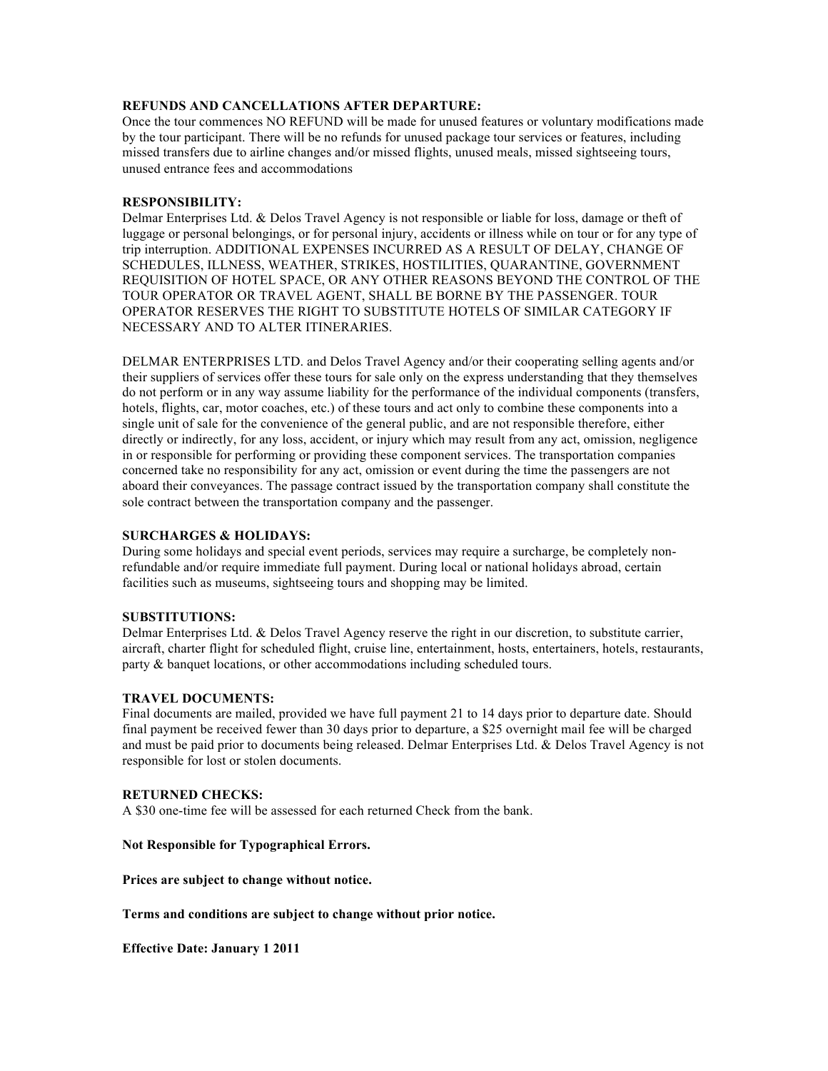**REFUNDS AND CANCELLATIONS AFTER DEPARTURE:**
Once the tour commences NO REFUND will be made for unused features or voluntary modifications made by the tour participant. There will be no refunds for unused package tour services or features, including missed transfers due to airline changes and/or missed flights, unused meals, missed sightseeing tours, unused entrance fees and accommodations

**RESPONSIBILITY:**
Delmar Enterprises Ltd. & Delos Travel Agency is not responsible or liable for loss, damage or theft of luggage or personal belongings, or for personal injury, accidents or illness while on tour or for any type of trip interruption. ADDITIONAL EXPENSES INCURRED AS A RESULT OF DELAY, CHANGE OF SCHEDULES, ILLNESS, WEATHER, STRIKES, HOSTILITIES, QUARANTINE, GOVERNMENT REQUISITION OF HOTEL SPACE, OR ANY OTHER REASONS BEYOND THE CONTROL OF THE TOUR OPERATOR OR TRAVEL AGENT, SHALL BE BORNE BY THE PASSENGER. TOUR OPERATOR RESERVES THE RIGHT TO SUBSTITUTE HOTELS OF SIMILAR CATEGORY IF NECESSARY AND TO ALTER ITINERARIES.

DELMAR ENTERPRISES LTD. and Delos Travel Agency and/or their cooperating selling agents and/or their suppliers of services offer these tours for sale only on the express understanding that they themselves do not perform or in any way assume liability for the performance of the individual components (transfers, hotels, flights, car, motor coaches, etc.) of these tours and act only to combine these components into a single unit of sale for the convenience of the general public, and are not responsible therefore, either directly or indirectly, for any loss, accident, or injury which may result from any act, omission, negligence in or responsible for performing or providing these component services. The transportation companies concerned take no responsibility for any act, omission or event during the time the passengers are not aboard their conveyances. The passage contract issued by the transportation company shall constitute the sole contract between the transportation company and the passenger.

**SURCHARGES & HOLIDAYS:**
During some holidays and special event periods, services may require a surcharge, be completely non-refundable and/or require immediate full payment. During local or national holidays abroad, certain facilities such as museums, sightseeing tours and shopping may be limited.

**SUBSTITUTIONS:**
Delmar Enterprises Ltd. & Delos Travel Agency reserve the right in our discretion, to substitute carrier, aircraft, charter flight for scheduled flight, cruise line, entertainment, hosts, entertainers, hotels, restaurants, party & banquet locations, or other accommodations including scheduled tours.

**TRAVEL DOCUMENTS:**
Final documents are mailed, provided we have full payment 21 to 14 days prior to departure date. Should final payment be received fewer than 30 days prior to departure, a $25 overnight mail fee will be charged and must be paid prior to documents being released. Delmar Enterprises Ltd. & Delos Travel Agency is not responsible for lost or stolen documents.

**RETURNED CHECKS:**
A $30 one-time fee will be assessed for each returned Check from the bank.

**Not Responsible for Typographical Errors.**

**Prices are subject to change without notice.**

**Terms and conditions are subject to change without prior notice.**

**Effective Date: January 1 2011**